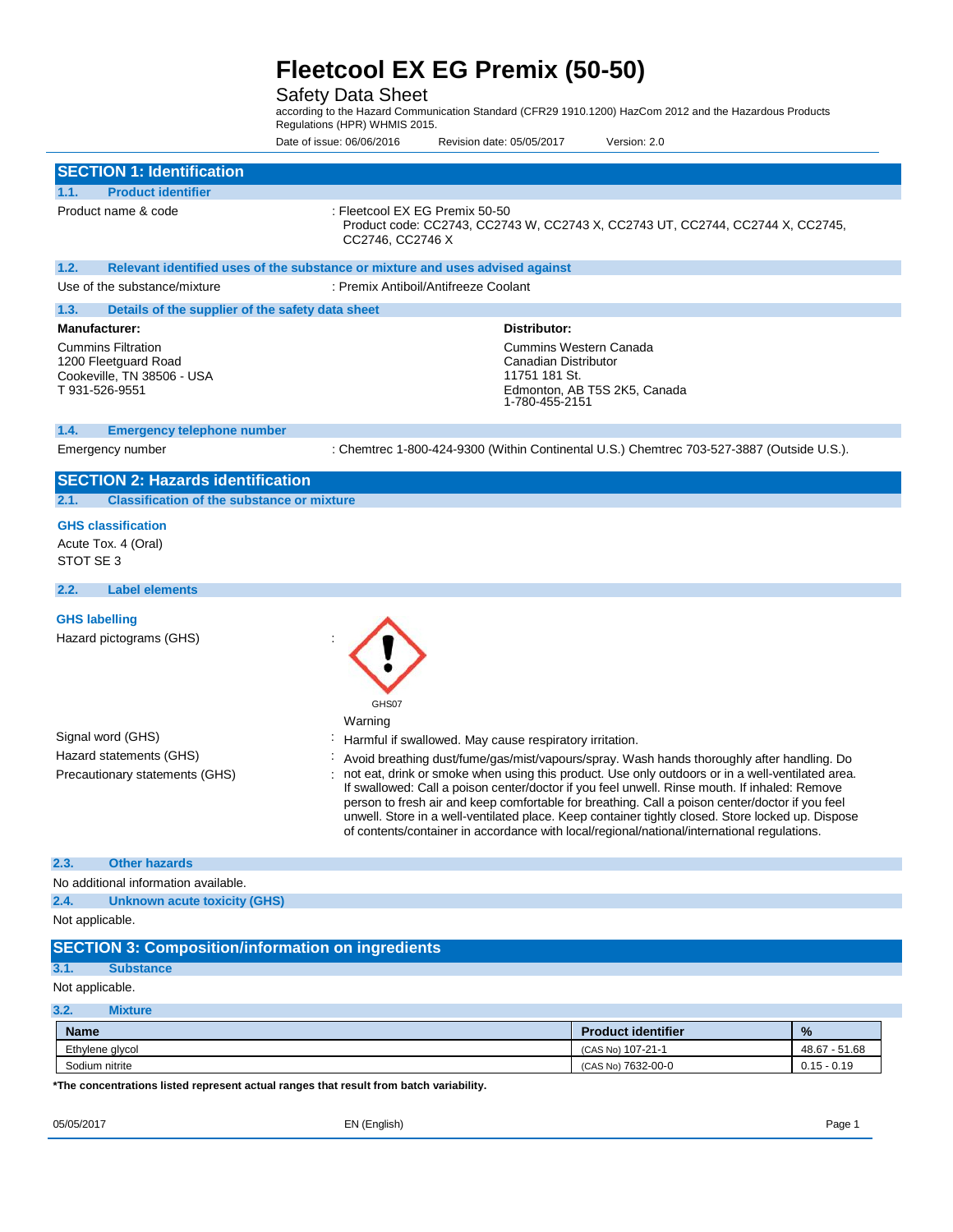# Fleetcool EX EG Premix (50-50)

Safety Data Sheet

according to the Hazard Communication Standard (CFR29 1910.1200) HazCom 2012 and the Hazardous Products Regulations (HPR) WHMIS 2015.

Date of issue: 06/06/2016 Revision date: 05/05/2017 Version: 2.0

## SECTION 1: Identification

### 1.1. Product identifier

Product name & code : Fleetcool EX EG Premix 50-50
Product code: CC2743, CC2743 W, CC2743 X, CC2743 UT, CC2744, CC2744 X, CC2745, CC2746, CC2746 X

### 1.2. Relevant identified uses of the substance or mixture and uses advised against

Use of the substance/mixture : Premix Antiboil/Antifreeze Coolant

### 1.3. Details of the supplier of the safety data sheet

**Manufacturer:**

Cummins Filtration
1200 Fleetguard Road
Cookeville, TN 38506 - USA
T 931-526-9551

**Distributor:**

Cummins Western Canada
Canadian Distributor
11751 181 St.
Edmonton, AB T5S 2K5, Canada
1-780-455-2151

### 1.4. Emergency telephone number

Emergency number : Chemtrec 1-800-424-9300 (Within Continental U.S.) Chemtrec 703-527-3887 (Outside U.S.).

## SECTION 2: Hazards identification

### 2.1. Classification of the substance or mixture

**GHS classification**

Acute Tox. 4 (Oral)
STOT SE 3

### 2.2. Label elements

**GHS labelling**

Hazard pictograms (GHS) : GHS07

Signal word (GHS) : Warning

Hazard statements (GHS) : Harmful if swallowed. May cause respiratory irritation.

Precautionary statements (GHS) : Avoid breathing dust/fume/gas/mist/vapours/spray. Wash hands thoroughly after handling. Do not eat, drink or smoke when using this product. Use only outdoors or in a well-ventilated area. If swallowed: Call a poison center/doctor if you feel unwell. Rinse mouth. If inhaled: Remove person to fresh air and keep comfortable for breathing. Call a poison center/doctor if you feel unwell. Store in a well-ventilated place. Keep container tightly closed. Store locked up. Dispose of contents/container in accordance with local/regional/national/international regulations.

### 2.3. Other hazards

No additional information available.

### 2.4. Unknown acute toxicity (GHS)

Not applicable.

## SECTION 3: Composition/information on ingredients

### 3.1. Substance

Not applicable.

### 3.2. Mixture

| Name | Product identifier | % |
|---|---|---|
| Ethylene glycol | (CAS No) 107-21-1 | 48.67 - 51.68 |
| Sodium nitrite | (CAS No) 7632-00-0 | 0.15 - 0.19 |

**\*The concentrations listed represent actual ranges that result from batch variability.**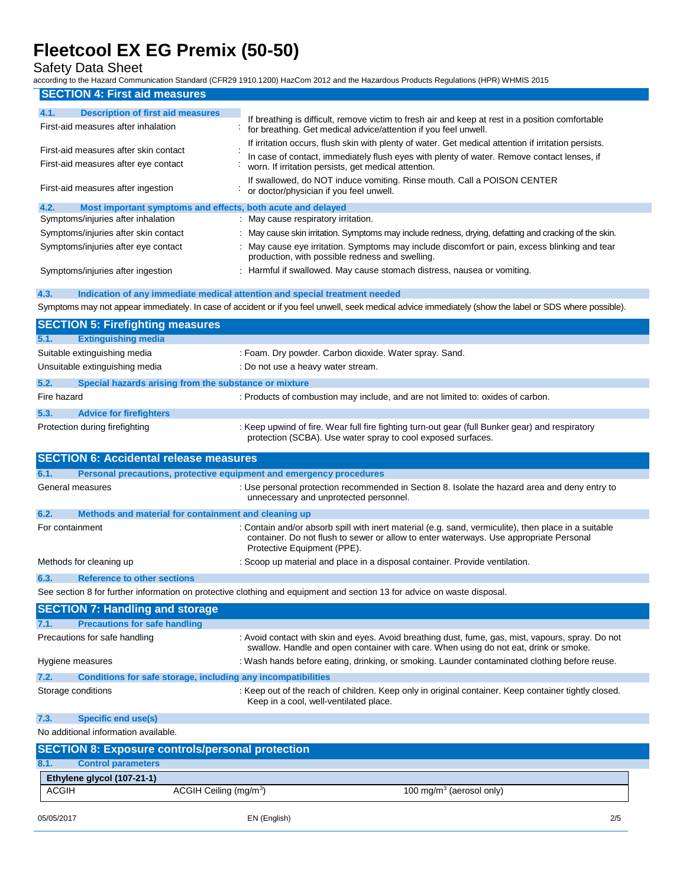# Fleetcool EX EG Premix (50-50)

Safety Data Sheet

according to the Hazard Communication Standard (CFR29 1910.1200) HazCom 2012 and the Hazardous Products Regulations (HPR) WHMIS 2015

## SECTION 4: First aid measures

### 4.1. Description of first aid measures

| | |
|---|---|
| First-aid measures after inhalation | : If breathing is difficult, remove victim to fresh air and keep at rest in a position comfortable for breathing. Get medical advice/attention if you feel unwell. |
| First-aid measures after skin contact | : If irritation occurs, flush skin with plenty of water. Get medical attention if irritation persists. |
| First-aid measures after eye contact | : In case of contact, immediately flush eyes with plenty of water. Remove contact lenses, if worn. If irritation persists, get medical attention. |
| First-aid measures after ingestion | : If swallowed, do NOT induce vomiting. Rinse mouth. Call a POISON CENTER or doctor/physician if you feel unwell. |

### 4.2. Most important symptoms and effects, both acute and delayed

| | |
|---|---|
| Symptoms/injuries after inhalation | : May cause respiratory irritation. |
| Symptoms/injuries after skin contact | : May cause skin irritation. Symptoms may include redness, drying, defatting and cracking of the skin. |
| Symptoms/injuries after eye contact | : May cause eye irritation. Symptoms may include discomfort or pain, excess blinking and tear production, with possible redness and swelling. |
| Symptoms/injuries after ingestion | : Harmful if swallowed. May cause stomach distress, nausea or vomiting. |

### 4.3. Indication of any immediate medical attention and special treatment needed

Symptoms may not appear immediately. In case of accident or if you feel unwell, seek medical advice immediately (show the label or SDS where possible).

## SECTION 5: Firefighting measures

### 5.1. Extinguishing media

| | |
|---|---|
| Suitable extinguishing media | : Foam. Dry powder. Carbon dioxide. Water spray. Sand. |
| Unsuitable extinguishing media | : Do not use a heavy water stream. |

### 5.2. Special hazards arising from the substance or mixture

| | |
|---|---|
| Fire hazard | : Products of combustion may include, and are not limited to: oxides of carbon. |

### 5.3. Advice for firefighters

| | |
|---|---|
| Protection during firefighting | : Keep upwind of fire. Wear full fire fighting turn-out gear (full Bunker gear) and respiratory protection (SCBA). Use water spray to cool exposed surfaces. |

## SECTION 6: Accidental release measures

### 6.1. Personal precautions, protective equipment and emergency procedures

| | |
|---|---|
| General measures | : Use personal protection recommended in Section 8. Isolate the hazard area and deny entry to unnecessary and unprotected personnel. |

### 6.2. Methods and material for containment and cleaning up

| | |
|---|---|
| For containment | : Contain and/or absorb spill with inert material (e.g. sand, vermiculite), then place in a suitable container. Do not flush to sewer or allow to enter waterways. Use appropriate Personal Protective Equipment (PPE). |
| Methods for cleaning up | : Scoop up material and place in a disposal container. Provide ventilation. |

### 6.3. Reference to other sections

See section 8 for further information on protective clothing and equipment and section 13 for advice on waste disposal.

## SECTION 7: Handling and storage

### 7.1. Precautions for safe handling

| | |
|---|---|
| Precautions for safe handling | : Avoid contact with skin and eyes. Avoid breathing dust, fume, gas, mist, vapours, spray. Do not swallow. Handle and open container with care. When using do not eat, drink or smoke. |
| Hygiene measures | : Wash hands before eating, drinking, or smoking. Launder contaminated clothing before reuse. |

### 7.2. Conditions for safe storage, including any incompatibilities

| | |
|---|---|
| Storage conditions | : Keep out of the reach of children. Keep only in original container. Keep container tightly closed. Keep in a cool, well-ventilated place. |

### 7.3. Specific end use(s)

No additional information available.

## SECTION 8: Exposure controls/personal protection

### 8.1. Control parameters

| Ethylene glycol (107-21-1) | | |
|---|---|---|
| ACGIH | ACGIH Ceiling (mg/m$^3$) | 100 mg/m$^3$ (aerosol only) |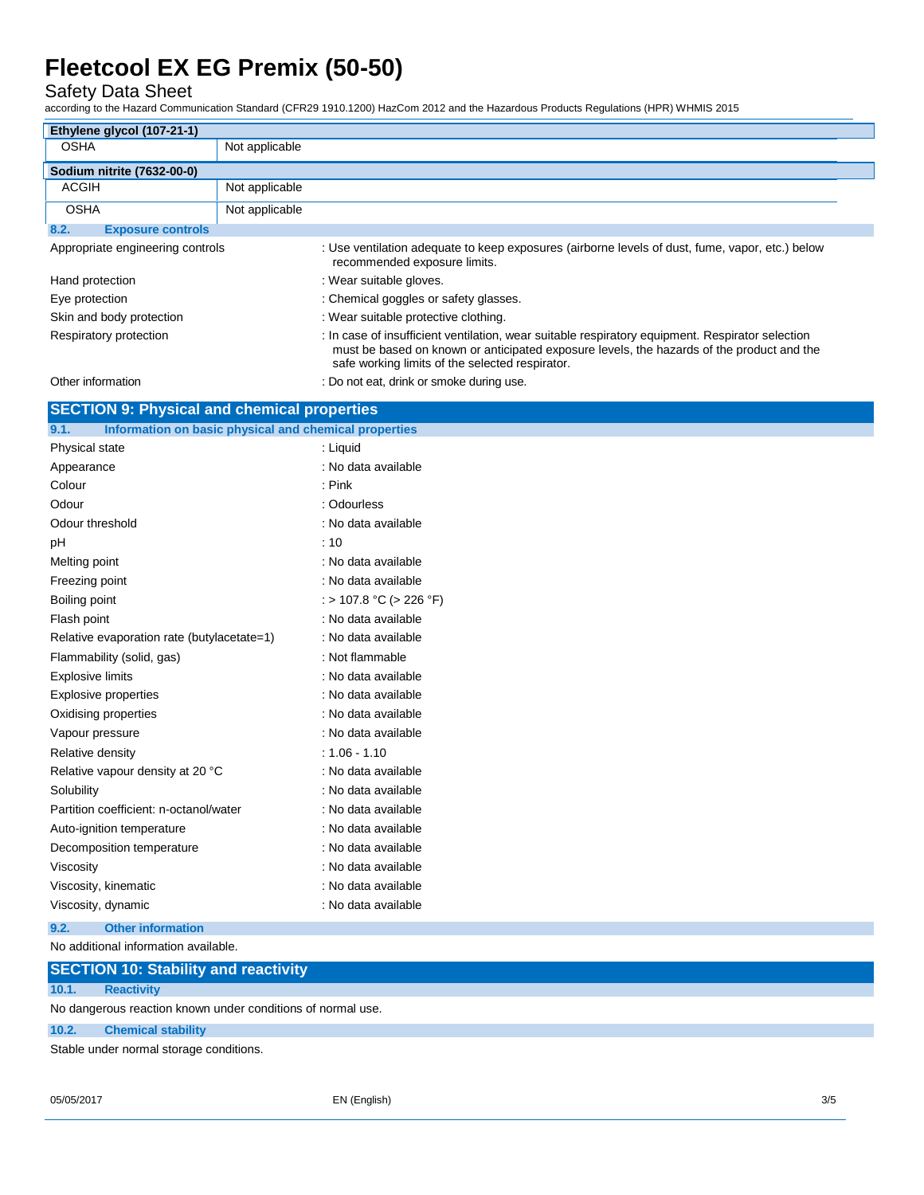| Ethylene glycol (107-21-1) | |
|---|---|
| OSHA | Not applicable |

| Sodium nitrite (7632-00-0) | |
|---|---|
| ACGIH | Not applicable |
| OSHA | Not applicable |

### 8.2. Exposure controls

| | |
|---|---|
| Appropriate engineering controls | : Use ventilation adequate to keep exposures (airborne levels of dust, fume, vapor, etc.) below recommended exposure limits. |
| Hand protection | : Wear suitable gloves. |
| Eye protection | : Chemical goggles or safety glasses. |
| Skin and body protection | : Wear suitable protective clothing. |
| Respiratory protection | : In case of insufficient ventilation, wear suitable respiratory equipment. Respirator selection must be based on known or anticipated exposure levels, the hazards of the product and the safe working limits of the selected respirator. |
| Other information | : Do not eat, drink or smoke during use. |

## SECTION 9: Physical and chemical properties

### 9.1. Information on basic physical and chemical properties

| | |
|---|---|
| Physical state | : Liquid |
| Appearance | : No data available |
| Colour | : Pink |
| Odour | : Odourless |
| Odour threshold | : No data available |
| pH | : 10 |
| Melting point | : No data available |
| Freezing point | : No data available |
| Boiling point | : > 107.8 °C (> 226 °F) |
| Flash point | : No data available |
| Relative evaporation rate (butylacetate=1) | : No data available |
| Flammability (solid, gas) | : Not flammable |
| Explosive limits | : No data available |
| Explosive properties | : No data available |
| Oxidising properties | : No data available |
| Vapour pressure | : No data available |
| Relative density | : 1.06 - 1.10 |
| Relative vapour density at 20 °C | : No data available |
| Solubility | : No data available |
| Partition coefficient: n-octanol/water | : No data available |
| Auto-ignition temperature | : No data available |
| Decomposition temperature | : No data available |
| Viscosity | : No data available |
| Viscosity, kinematic | : No data available |
| Viscosity, dynamic | : No data available |

### 9.2. Other information

No additional information available.

## SECTION 10: Stability and reactivity

### 10.1. Reactivity

No dangerous reaction known under conditions of normal use.

### 10.2. Chemical stability

Stable under normal storage conditions.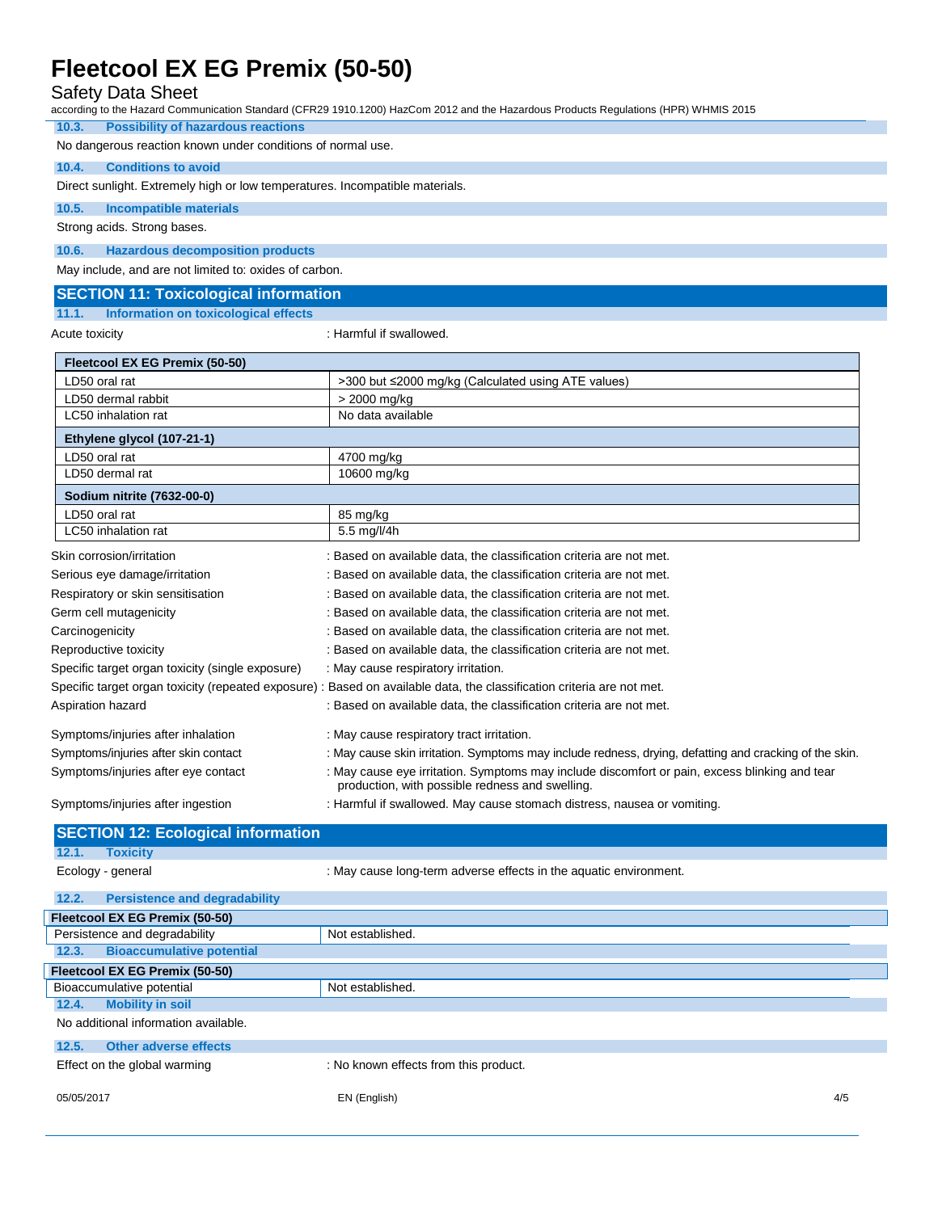### 10.3. Possibility of hazardous reactions

No dangerous reaction known under conditions of normal use.

### 10.4. Conditions to avoid

Direct sunlight. Extremely high or low temperatures. Incompatible materials.

### 10.5. Incompatible materials

Strong acids. Strong bases.

### 10.6. Hazardous decomposition products

May include, and are not limited to: oxides of carbon.

## SECTION 11: Toxicological information

### 11.1. Information on toxicological effects

Acute toxicity : Harmful if swallowed.

| Fleetcool EX EG Premix (50-50) | |
|---|---|
| LD50 oral rat | >300 but ≤2000 mg/kg (Calculated using ATE values) |
| LD50 dermal rabbit | > 2000 mg/kg |
| LC50 inhalation rat | No data available |
| **Ethylene glycol (107-21-1)** | |
| LD50 oral rat | 4700 mg/kg |
| LD50 dermal rat | 10600 mg/kg |
| **Sodium nitrite (7632-00-0)** | |
| LD50 oral rat | 85 mg/kg |
| LC50 inhalation rat | 5.5 mg/l/4h |

Skin corrosion/irritation : Based on available data, the classification criteria are not met.

Serious eye damage/irritation : Based on available data, the classification criteria are not met.

Respiratory or skin sensitisation : Based on available data, the classification criteria are not met.

Germ cell mutagenicity : Based on available data, the classification criteria are not met.

Carcinogenicity : Based on available data, the classification criteria are not met.

Reproductive toxicity : Based on available data, the classification criteria are not met.

Specific target organ toxicity (single exposure) : May cause respiratory irritation.

Specific target organ toxicity (repeated exposure) : Based on available data, the classification criteria are not met.

Aspiration hazard : Based on available data, the classification criteria are not met.

Symptoms/injuries after inhalation : May cause respiratory tract irritation.

Symptoms/injuries after skin contact : May cause skin irritation. Symptoms may include redness, drying, defatting and cracking of the skin.

Symptoms/injuries after eye contact : May cause eye irritation. Symptoms may include discomfort or pain, excess blinking and tear production, with possible redness and swelling.

Symptoms/injuries after ingestion : Harmful if swallowed. May cause stomach distress, nausea or vomiting.

## SECTION 12: Ecological information

### 12.1. Toxicity

Ecology - general : May cause long-term adverse effects in the aquatic environment.

### 12.2. Persistence and degradability

| Fleetcool EX EG Premix (50-50) | |
|---|---|
| Persistence and degradability | Not established. |

### 12.3. Bioaccumulative potential

| Fleetcool EX EG Premix (50-50) | |
|---|---|
| Bioaccumulative potential | Not established. |

### 12.4. Mobility in soil

No additional information available.

### 12.5. Other adverse effects

Effect on the global warming : No known effects from this product.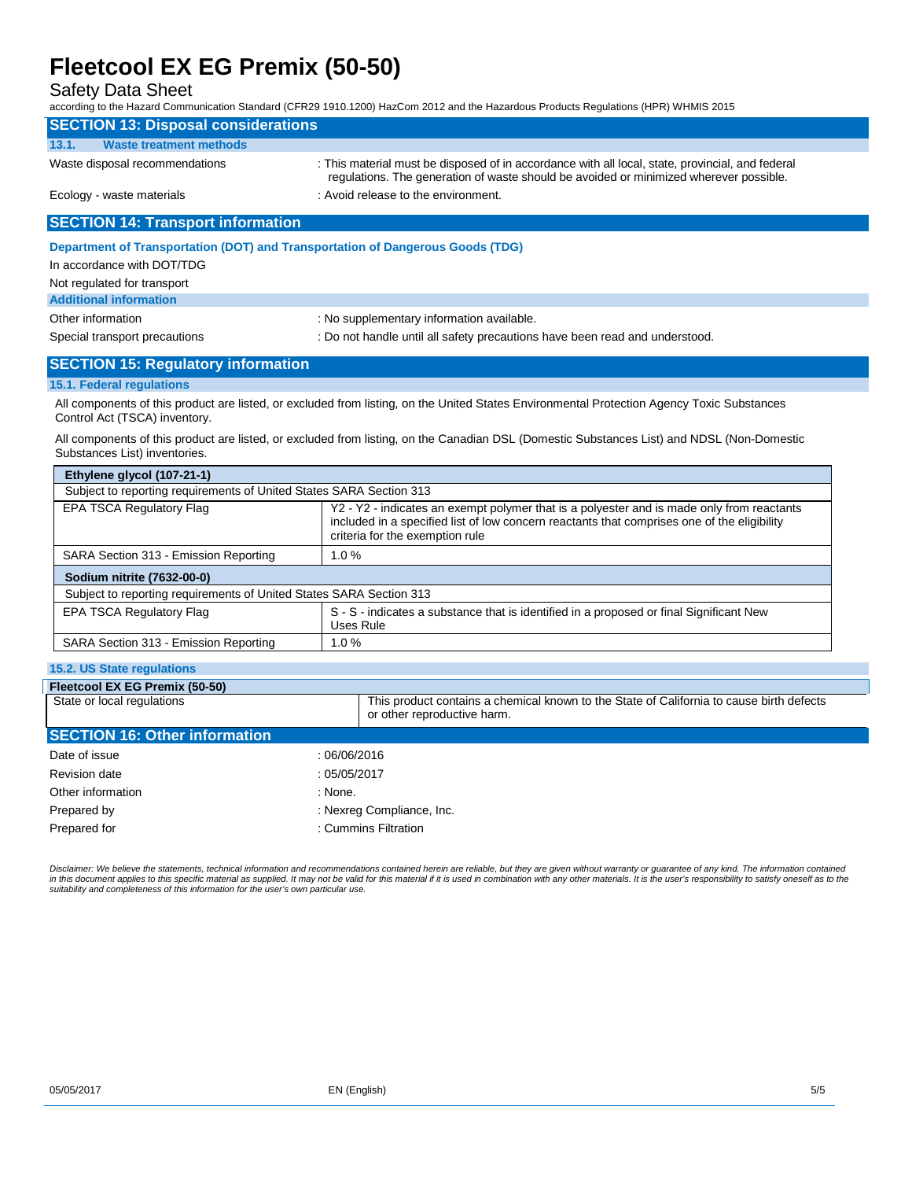## SECTION 13: Disposal considerations

### 13.1. Waste treatment methods

| | |
|---|---|
| Waste disposal recommendations | : This material must be disposed of in accordance with all local, state, provincial, and federal regulations. The generation of waste should be avoided or minimized wherever possible. |
| Ecology - waste materials | : Avoid release to the environment. |

## SECTION 14: Transport information

**Department of Transportation (DOT) and Transportation of Dangerous Goods (TDG)**

In accordance with DOT/TDG

Not regulated for transport

**Additional information**

| | |
|---|---|
| Other information | : No supplementary information available. |
| Special transport precautions | : Do not handle until all safety precautions have been read and understood. |

## SECTION 15: Regulatory information

### 15.1. Federal regulations

All components of this product are listed, or excluded from listing, on the United States Environmental Protection Agency Toxic Substances Control Act (TSCA) inventory.

All components of this product are listed, or excluded from listing, on the Canadian DSL (Domestic Substances List) and NDSL (Non-Domestic Substances List) inventories.

| **Ethylene glycol (107-21-1)** | |
|---|---|
| Subject to reporting requirements of United States SARA Section 313 | |
| EPA TSCA Regulatory Flag | Y2 - Y2 - indicates an exempt polymer that is a polyester and is made only from reactants included in a specified list of low concern reactants that comprises one of the eligibility criteria for the exemption rule |
| SARA Section 313 - Emission Reporting | 1.0 % |
| **Sodium nitrite (7632-00-0)** | |
| Subject to reporting requirements of United States SARA Section 313 | |
| EPA TSCA Regulatory Flag | S - S - indicates a substance that is identified in a proposed or final Significant New Uses Rule |
| SARA Section 313 - Emission Reporting | 1.0 % |

### 15.2. US State regulations

| **Fleetcool EX EG Premix (50-50)** | |
|---|---|
| State or local regulations | This product contains a chemical known to the State of California to cause birth defects or other reproductive harm. |

## SECTION 16: Other information

| | |
|---|---|
| Date of issue | : 06/06/2016 |
| Revision date | : 05/05/2017 |
| Other information | : None. |
| Prepared by | : Nexreg Compliance, Inc. |
| Prepared for | : Cummins Filtration |

*Disclaimer: We believe the statements, technical information and recommendations contained herein are reliable, but they are given without warranty or guarantee of any kind. The information contained in this document applies to this specific material as supplied. It may not be valid for this material if it is used in combination with any other materials. It is the user's responsibility to satisfy oneself as to the suitability and completeness of this information for the user's own particular use.*